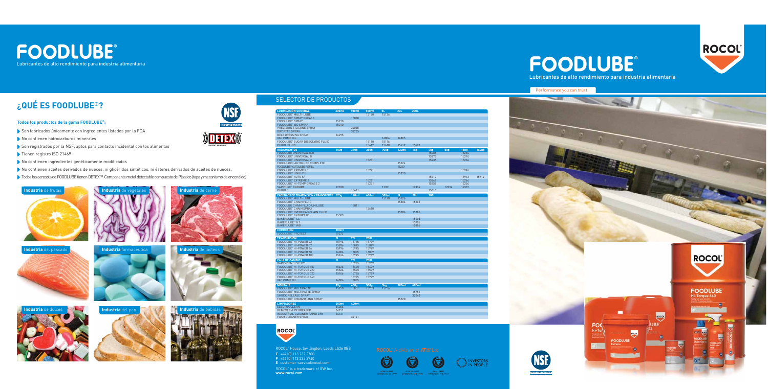# FOODLUBE®

Lubricantes de alto rendimiento para industria alimentaria

## ¿QUÉ ES FOODLUBE®?

**Todos los productos de la gama FOODLUBE®:**

- Son fabricados únicamente con ingredientes listados por la FDA
- No contienen hidrocarburos minerales
- Son registrados por la NSF, aptos para contacto incidental con los alimentos
- Tienen registro ISO 21469
- No contienen ingredientes genéticamente modificados
- No contienen aceites derivados de nueces, ni glicéridos sintéticos, ni ésteres derivados de aceites de nueces.
- Todos los aerosols de FOODLUBE tienen DETEX™ Componente metal detectable compuesto de Plastico (tapa y mecanismo de encendido)

NSF ISO 21469 Certified

DETEX PATENT PENDING

Industria de frutas

Industria de vegetales

Industria de carne

Industria del pescado

Industria farmacéutica

Industria de lacteos

Industria de dulces

Industria del pan

Industria de bebidas

## SELECTOR DE PRODUCTOS

| LUBRICACIÓN GENERAL | 300ml | 400ml | 500ml | 5L | 20L | 200L |
|---|---|---|---|---|---|---|
| FOODLUBE® MULTI FLUIDE | | | 15120 | 15126 | | |
| FOODLUBE® SPRAY GREASE | | 15030 | | | | |
| FOODLUBE® SPRAY | 15710 | | | | | |
| FOODLUBE® WD SPRAY | 15010 | | | | | |
| PRECISION SILICONE SPRAY | | 34035 | | | | |
| DRY PTFE SPRAY | | 34235 | | | | |
| BELT DRESSING SPRAY | 34295 | | | | | |
| VAC PUMP OIL | | | | 16806 | 16805 | |
| FOODLUBE® SUGAR DISSOLVING FLUID | | | 15110 | 15116 | | |
| PUROL FLUID | | | 15617 | 15618 | 15619 | 15620 |

| RODAMIENTOS | 100g | 270g | 380g | 700g | 12Oml | 1kg | 4kg | 5kg | 18kg | 160kg |
|---|---|---|---|---|---|---|---|---|---|---|
| FOODLUBE® UNIVERSAL 000 | | | | | | | 15286 | | 15284 | |
| FOODLUBE® UNIVERSAL 0 | | | | | | | 15276 | | 15274 | |
| FOODLUBE® UNIVERSAL 2 | | | 15231 | | | | 15236 | | 15234 | |
| FOODLUBE® AUTOLUBE COMPLETE | | | | | 15224 | | | | | |
| FOODLUBE® AUTOLUBE REFILL | | | | | 15220 | | | | | |
| FOODLUBE® PREMIER 1 | | | 15291 | | | | | | 15294 | |
| FOODLUBE® UNILUBE | | | | | 15290 | | | | | |
| FOODLUBE® AUTO SF | | | | | | | 15912 | | 15913 | 15914 |
| FOODLUBE® EXTREME 2 | | | 15261 | | | | 15266 | | 15264 | |
| FOODLUBE® HI-TEMP GREASE 2 | | | 15251 | | | | 15256 | | 15254 | |
| SAPPHIRE® ENDURE | 12330 | | | 12331 | | 12334 | | 12336 | 12337 | |
| PUROL® | | 15611 | | | | | 15616 | | | |

| CADENAS DE TRANSMISIÓN Y TRANSPORTE | 525g | 120ml | 400ml | 500ml | 5L | 20L | 200L |
|---|---|---|---|---|---|---|---|
| FOODLUBE® MULTI FLUIDE | | | | 15120 | 15126 | | |
| FOODLUBE® CHAIN FLUID | | | | | 15506 | 15505 | |
| FOODLUBE CHAIN FLUID UNILUBE | | 13011 | | | | | |
| FOODLUBE® CHAIN SPRAY | | | 15610 | | | | |
| FOODLUBE® OVERHEAD CHAIN FLUID | | | | | 15786 | 15785 | |
| FOODLUBE® ENDURE 00 | 15503 | | | | | | |
| BAKERLUBE® CL | | | | | | 15605 | |
| BAKERLUBE® HT | | | | | | 15705 | |
| BAKERLUBE® WB | | | | | | 15805 | |

| CORROSIÓN | 300ml |
|---|---|
| FOODLUBE® PROTECT | 15020 |

| TRANSMISIÓN | 5L | 20L | 200L |
|---|---|---|---|
| FOODLUBE® HI-POWER 22 | 15796 | 15795 | 15799 |
| FOODLUBE® HI-POWER 32 | 15896 | 15895 | 15899 |
| FOODLUBE® HI-POWER 46 | 15996 | 15995 | 15999 |
| FOODLUBE® HI-POWER 68 | 16006 | 16005 | 16009 |
| FOODLUBE® HI-POWER 100 | 15946 | 15945 | 15949 |

| CAJA DE CAMBIOS | 5L | 20L | 200L |
|---|---|---|---|
| RAPIDISHIELD 220 | | 15765 | 15767 |
| FOODLUBE® HI-TORQUE 150 | 15426 | 15425 | 15429 |
| FOODLUBE® HI-TORQUE 220 | 15526 | 15525 | 15529 |
| FOODLUBE® HI-TORQUE 320 | 15766 | 15765 | 15769 |
| FOODLUBE® HI-TORQUE 460 | | 15775 | 15779 |
| VAC PUMP OIL | 16806 | 16805 | |

| MONTAJE | 85g | 400g | 500g | 5kg | 300ml | 400ml |
|---|---|---|---|---|---|---|
| FOODLUBE® MULTIPASTE | 15750 | 15851 | 15753 | 15756 | | |
| FOODLUBE® MULTIPASTE SPRAY | | | | | | 15751 |
| SHOCK RELEASE SPRAY | | | | | | 32060 |
| FOODLUBE® DISMANTLING SPRAY | | | | | 15720 | |

| LIMPIADORES | 300ml | 400ml |
|---|---|---|
| ELECTRA CLEAN | 34066 | |
| REMOVER & DEGREASER | 34151 | |
| INDUSTRIAL CLEANER RAPID DRY | 34131 | |
| FOAM CLEANER SPRAY | | 34161 |

ROCOL

ROCOL® House, Swillington, Leeds LS26 8BS
**T** +44 (0) 113 232 2700
**F** +44 (0) 113 232 2740
**E** customer-service@rocol.com

ROCOL® is a trademark of ITW Inc.
**www.rocol.com**

ROCOL® A division of ITW Ltd

INVESTORS IN PEOPLE

# FOODLUBE®

Lubricantes de alto rendimiento para industria alimentaria

Performance you can trust

ROCOL

NSF ISO 21469 Certified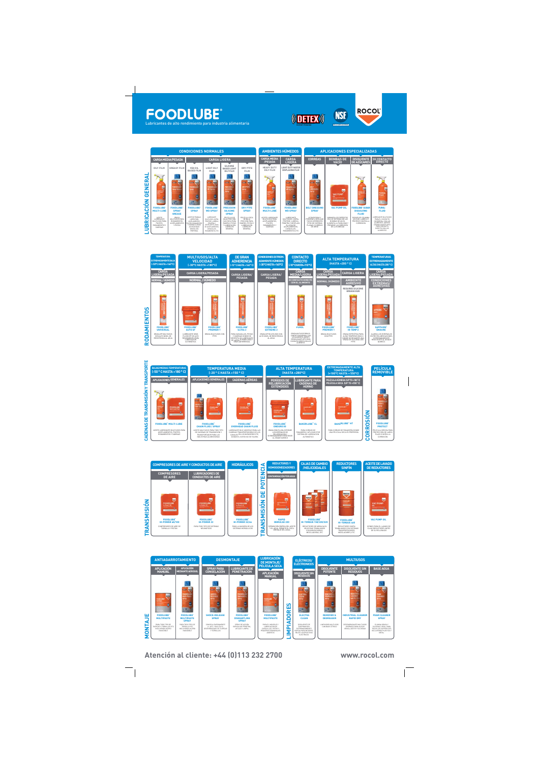# FOODLUBE®

Lubricantes de alto rendimiento para industria alimentaria

DETEX · NSF · ROCOL

## LUBRICACIÓN GENERAL

### CONDICIONES NORMALES

CARGA MEDIA/PESADA

- OILY FILM — FOODLUBE® MULTI-LUBE — ACEITE LUBRICANTE MULTIUSOS PARA PIVOTES, RODAMIENTOS Y CADENAS
- GREASY FILM — FOODLUBE® SPRAY GREASE — GRASA MULTIUSOS PARA RODAMIENTOS, ACOPLAMIENTOS Y PIVOTES

CARGA LIGERA

- VEG OIL BASED FILM — FOODLUBE® SPRAY
- LIGHT OILY FILM — FOODLUBE® WD SPRAY
- SILICONE BASED LIGHT OILY FILM — PRECISION SILICONE SPRAY
- DRY PTFE FILM — DRY PTFE SPRAY

### AMBIENTES HÚMEDOS

- CARGA MEDIA /PESADA — HEAVY DUTY OILY FILM — FOODLUBE® MULTI-LUBE
- CARGA LIGERA — LIGHT DUTY WATER DISPLACING FILM — FOODLUBE® WD SPRAY

### APLICACIONES ESPECIALIZADAS

- CORREAS — BELT DRESSING SPRAY
- BOMBAS DE VACÍO — VAC PUMP OIL
- DISOLVENTE DE AZÚCARES — FOODLUBE® SUGAR DISSOLVING FLUID
- 3H CONTACTO DIRECTO — PUROL FLUID

## RODAMIENTOS

| TEMPERATURA EXTREMADAMENTE BAJA (-50°C HASTA +160°C) | MULTIUSOS/ALTA VELOCIDAD (-30°C HASTA +130°C) | | DE GRAN ADHERENCIA (-15°C HASTA +160°C) | CONDICIONES EXTREMADAMENTE HÚMEDAS (-30°C HASTA +160°C) | CONTACTO DIRECTO (-30°C HASTA +110°C) | ALTA TEMPERATURA (HASTA +200 °C) | | TEMPERATURAS EXTREMADAMENTE ALTAS (HASTA 280 °C) |
|---|---|---|---|---|---|---|---|---|
| CARGA LIGERA/PESADA | CARGA LIGERA/PESADA | | CARGA LIGERA/ PESADA | CARGA LIGERA/ PESADA | CARGA MEDIA/LIGERA | CARGA LIGERA/PESADA | CARGA LIGERA | CARGA LIGERA/PESADA |
| NORMAL/HÚMEDO | NORMAL/HÚMEDO | | | | 3H CONTACTO DIRECTO CON EL ALIMENTO | NORMAL/HÚMEDO | AMBIENTE AGRESIVO | CONDICIONES EXTREMAS/AGRESIVAS |
| FOODLUBE® UNIVERSAL | FOODLUBE® AUTO 5F | FOODLUBE® PREMIER 1 | FOODLUBE® ULTRA 2 | FOODLUBE® EXTREME 2 | PUROL | FOODLUBE® PREMIER 1 | FOODLUBE® HI-TEMP 2 | SAPPHIRE® ENDURE |

## CADENAS DE TRANSMISIÓN Y TRANSPORTE

| BAJAS/MEDIAS TEMPERATURAS (-50 ° C HASTA +180 ° C) | TEMPERATURA MEDIA (-20 ° C HASTA +150 ° C) | | ALTA TEMPERATURA (HASTA +280°C) | | EXTREMADAMENTE ALTA TEMPERATURA (+180°C HASTA +550°C) |
|---|---|---|---|---|---|
| APLICACIONES GENERALES | APLICACIONES GENERALES | CADENAS AÉREAS | PERIODOS DE RELUBRICACIÓN EXTENDIDOS | LUBRICANTE PARA CADENAS DE HORNO | PELÍCULA HÚMEDA (UP TO +180°C) PELÍCULA SECA (UP TO +550°C) |
| FOODLUBE® MULTI-LUBE | FOODLUBE® CHAIN FLUID / SPRAY | FOODLUBE® OVERHEAD CHAIN FLUID | FOODLUBE® ENDURE OIL | BAKERLUBE™ CL | BAKERLUBE™ HT |

## CORROSIÓN

PELÍCULA REMOVIBLE — FOODLUBE® PROTECT

## TRANSMISIÓN

### COMPRESORES DE AIRE Y CONDUCTOS DE AIRE

- COMPRESORES DE AIRE — FOODLUBE® HI-POWER 68/100 — COMPRESORES DE AIRE DE TORNILLO Y PISTÓN
- LUBRICADORES DE CONDUCTOS DE AIRE — FOODLUBE® HI-POWER 22 — PARA TODO TIPO DE SISTEMAS NEUMÁTICOS

### HIDRÁULICOS

- FOODLUBE® HI-POWER 32/46 — PARA LA MAYORÍA DE LOS SISTEMAS HIDRÁULICOS

## TRANSMISIÓN DE POTENCIA

- REDUCTORES Y HOMOGENEIZADORES — CONTAMINACIÓN POR AGUA — RAPID DEMULSE 220
- CAJAS DE CAMBIO /HELICOIDALES — FOODLUBE® HI-TORQUE 150/220/320
- REDUCTORES SINFÍN — FOODLUBE® HI-TORQUE 460
- ACEITE DE LAVADO DE REDUCTORES — VAC PUMP OIL

## MONTAJE

### ANTIAGARROTAMIENTO

- APLICACIÓN MANUAL — FOODLUBE® MULTIPASTE
- APLICACIÓN MEDIANTE AEROSOL — FOODLUBE® MULTIPASTE SPRAY

### DESMONTAJE

- SPRAY PARA CONGELACIÓN — SHOCK-RELEASE SPRAY
- LUBRICANTE DE PENETRACIÓN — FOODLUBE® DISMANTLING SPRAY

### LUBRICACIÓN DE MONTAJE/ PELÍCULA SECA

- APLICACIÓN MANUAL — FOODLUBE® MULTIPASTE

## LIMPIADORES

### ELÉCTRICOS/ ELECTRÓNICOS

- DISOLVENTE SIN RESIDUOS — ELECTRA CLEAN

### MULTIUSOS

- DISOLVENTE POTENTE — REMOVER & DEGREASER
- DISOLVENTE SIN RESIDUOS — INDUSTRIAL CLEANER RAPID DRY
- BASE AGUA — FOAM CLEANER SPRAY

Atención al cliente: +44 (0)113 232 2700

www.rocol.com